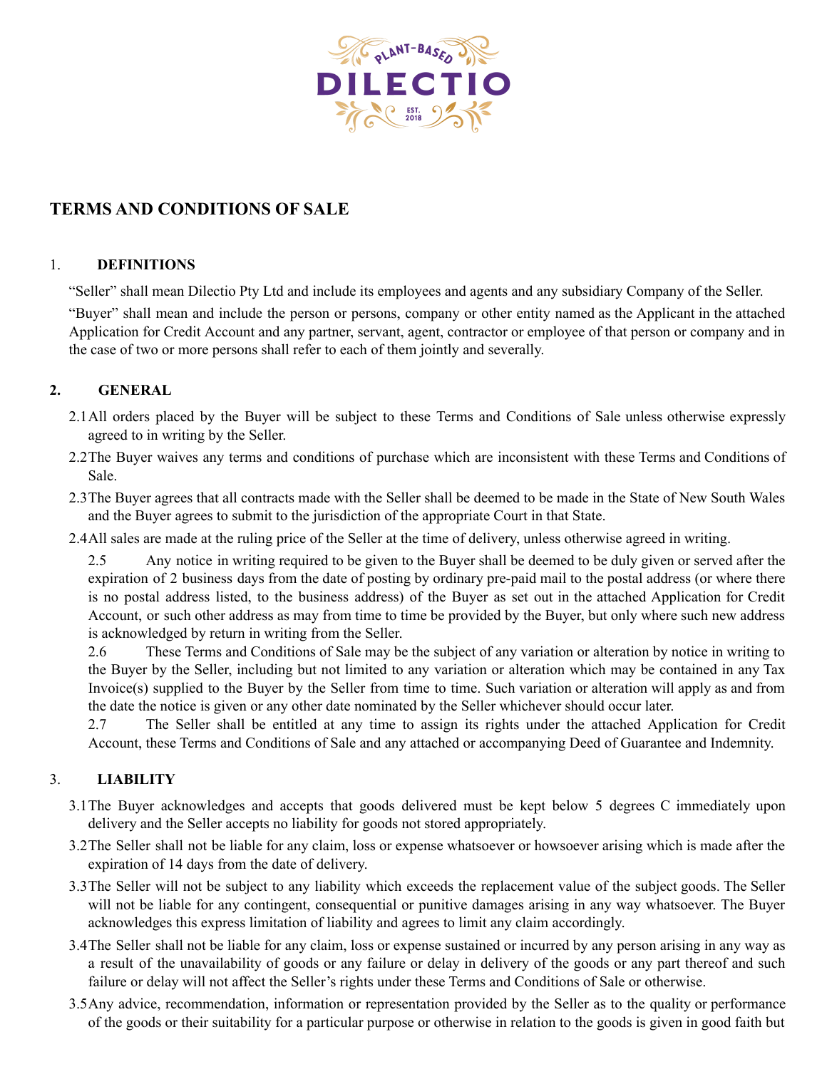# TERMS AND CONDITIONS OF SALE

## 1. DEFINITIONS

"Seller" shall mean Dilectio Pty Ltd and include its employees and agents and any subsidiary Company of the Seller.

"Buyer" shall mean and include the person or persons, company or other entity named as the Applicant in the attached Application for Credit Account and any partner, servant, agent, contractor or employee of that person or company and in the case of two or more persons shall refer to each of them jointly and severally.

## 2. GENERAL

2.1 All orders placed by the Buyer will be subject to these Terms and Conditions of Sale unless otherwise expressly agreed to in writing by the Seller.

2.2 The Buyer waives any terms and conditions of purchase which are inconsistent with these Terms and Conditions of Sale.

2.3 The Buyer agrees that all contracts made with the Seller shall be deemed to be made in the State of New South Wales and the Buyer agrees to submit to the jurisdiction of the appropriate Court in that State.

2.4 All sales are made at the ruling price of the Seller at the time of delivery, unless otherwise agreed in writing.

2.5 Any notice in writing required to be given to the Buyer shall be deemed to be duly given or served after the expiration of 2 business days from the date of posting by ordinary pre-paid mail to the postal address (or where there is no postal address listed, to the business address) of the Buyer as set out in the attached Application for Credit Account, or such other address as may from time to time be provided by the Buyer, but only where such new address is acknowledged by return in writing from the Seller.

2.6 These Terms and Conditions of Sale may be the subject of any variation or alteration by notice in writing to the Buyer by the Seller, including but not limited to any variation or alteration which may be contained in any Tax Invoice(s) supplied to the Buyer by the Seller from time to time. Such variation or alteration will apply as and from the date the notice is given or any other date nominated by the Seller whichever should occur later.

2.7 The Seller shall be entitled at any time to assign its rights under the attached Application for Credit Account, these Terms and Conditions of Sale and any attached or accompanying Deed of Guarantee and Indemnity.

## 3. LIABILITY

3.1 The Buyer acknowledges and accepts that goods delivered must be kept below 5 degrees C immediately upon delivery and the Seller accepts no liability for goods not stored appropriately.

3.2 The Seller shall not be liable for any claim, loss or expense whatsoever or howsoever arising which is made after the expiration of 14 days from the date of delivery.

3.3 The Seller will not be subject to any liability which exceeds the replacement value of the subject goods. The Seller will not be liable for any contingent, consequential or punitive damages arising in any way whatsoever. The Buyer acknowledges this express limitation of liability and agrees to limit any claim accordingly.

3.4 The Seller shall not be liable for any claim, loss or expense sustained or incurred by any person arising in any way as a result of the unavailability of goods or any failure or delay in delivery of the goods or any part thereof and such failure or delay will not affect the Seller's rights under these Terms and Conditions of Sale or otherwise.

3.5 Any advice, recommendation, information or representation provided by the Seller as to the quality or performance of the goods or their suitability for a particular purpose or otherwise in relation to the goods is given in good faith but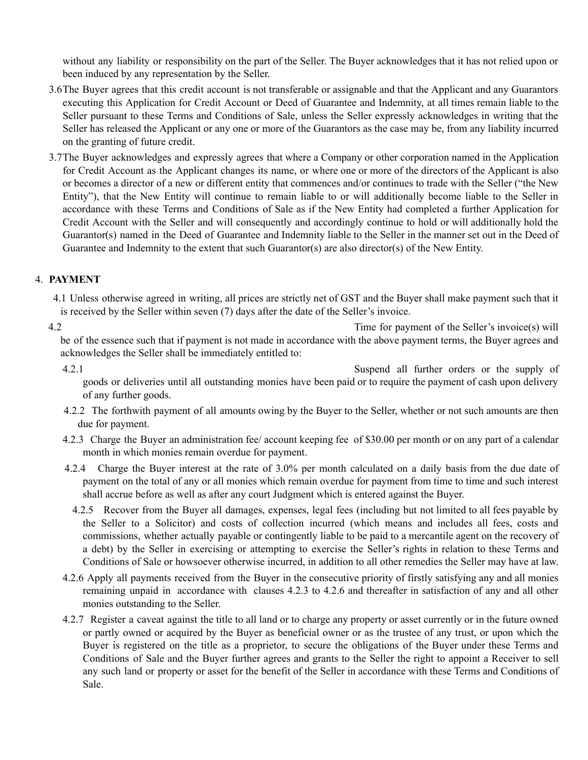without any liability or responsibility on the part of the Seller. The Buyer acknowledges that it has not relied upon or been induced by any representation by the Seller.

3.6 The Buyer agrees that this credit account is not transferable or assignable and that the Applicant and any Guarantors executing this Application for Credit Account or Deed of Guarantee and Indemnity, at all times remain liable to the Seller pursuant to these Terms and Conditions of Sale, unless the Seller expressly acknowledges in writing that the Seller has released the Applicant or any one or more of the Guarantors as the case may be, from any liability incurred on the granting of future credit.

3.7 The Buyer acknowledges and expressly agrees that where a Company or other corporation named in the Application for Credit Account as the Applicant changes its name, or where one or more of the directors of the Applicant is also or becomes a director of a new or different entity that commences and/or continues to trade with the Seller ("the New Entity"), that the New Entity will continue to remain liable to or will additionally become liable to the Seller in accordance with these Terms and Conditions of Sale as if the New Entity had completed a further Application for Credit Account with the Seller and will consequently and accordingly continue to hold or will additionally hold the Guarantor(s) named in the Deed of Guarantee and Indemnity liable to the Seller in the manner set out in the Deed of Guarantee and Indemnity to the extent that such Guarantor(s) are also director(s) of the New Entity.

## 4. PAYMENT

4.1 Unless otherwise agreed in writing, all prices are strictly net of GST and the Buyer shall make payment such that it is received by the Seller within seven (7) days after the date of the Seller's invoice.

4.2 Time for payment of the Seller's invoice(s) will be of the essence such that if payment is not made in accordance with the above payment terms, the Buyer agrees and acknowledges the Seller shall be immediately entitled to:

4.2.1 Suspend all further orders or the supply of goods or deliveries until all outstanding monies have been paid or to require the payment of cash upon delivery of any further goods.

4.2.2 The forthwith payment of all amounts owing by the Buyer to the Seller, whether or not such amounts are then due for payment.

4.2.3 Charge the Buyer an administration fee/ account keeping fee of $30.00 per month or on any part of a calendar month in which monies remain overdue for payment.

4.2.4 Charge the Buyer interest at the rate of 3.0% per month calculated on a daily basis from the due date of payment on the total of any or all monies which remain overdue for payment from time to time and such interest shall accrue before as well as after any court Judgment which is entered against the Buyer.

4.2.5 Recover from the Buyer all damages, expenses, legal fees (including but not limited to all fees payable by the Seller to a Solicitor) and costs of collection incurred (which means and includes all fees, costs and commissions, whether actually payable or contingently liable to be paid to a mercantile agent on the recovery of a debt) by the Seller in exercising or attempting to exercise the Seller's rights in relation to these Terms and Conditions of Sale or howsoever otherwise incurred, in addition to all other remedies the Seller may have at law.

4.2.6 Apply all payments received from the Buyer in the consecutive priority of firstly satisfying any and all monies remaining unpaid in accordance with clauses 4.2.3 to 4.2.6 and thereafter in satisfaction of any and all other monies outstanding to the Seller.

4.2.7 Register a caveat against the title to all land or to charge any property or asset currently or in the future owned or partly owned or acquired by the Buyer as beneficial owner or as the trustee of any trust, or upon which the Buyer is registered on the title as a proprietor, to secure the obligations of the Buyer under these Terms and Conditions of Sale and the Buyer further agrees and grants to the Seller the right to appoint a Receiver to sell any such land or property or asset for the benefit of the Seller in accordance with these Terms and Conditions of Sale.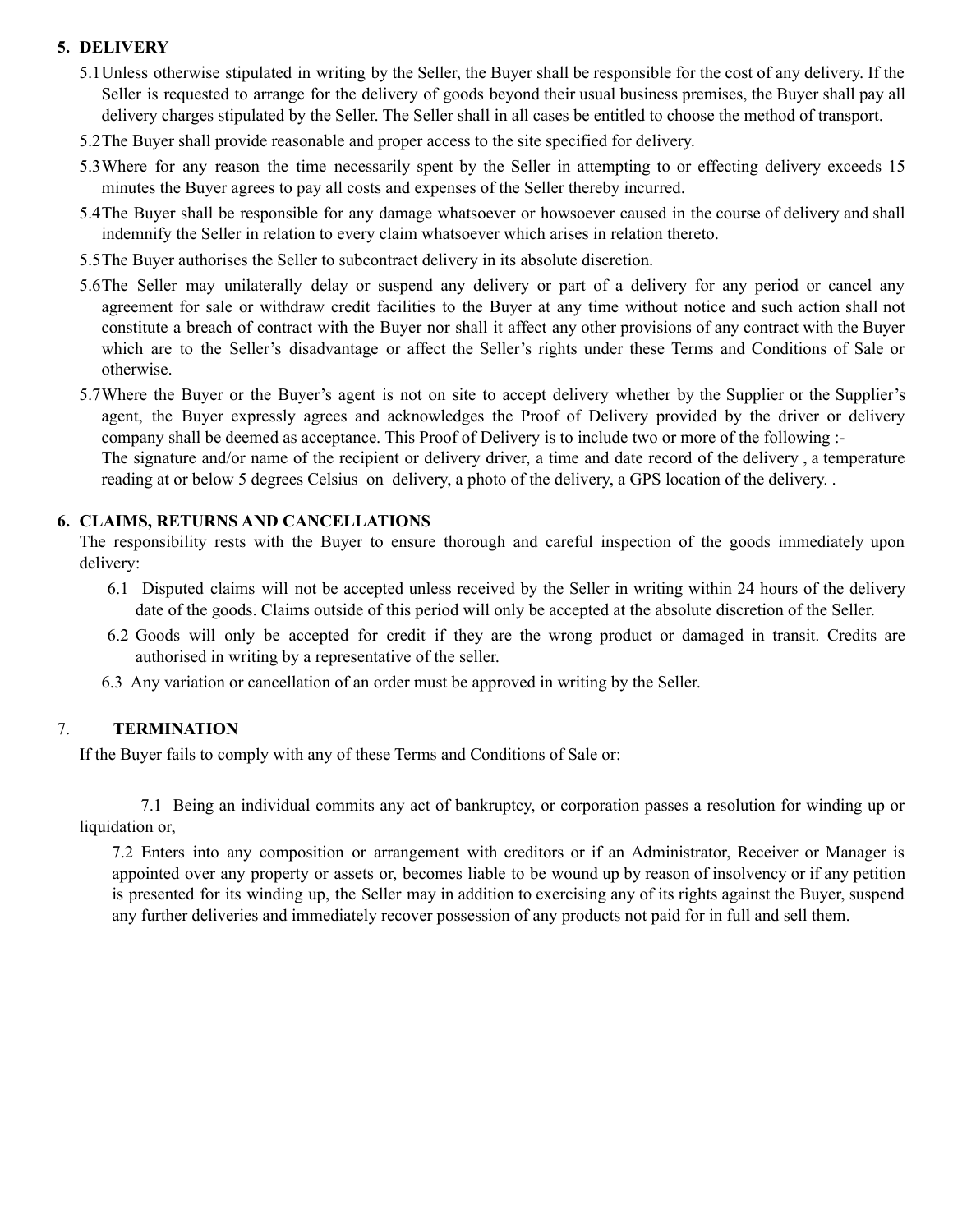## 5. DELIVERY

5.1 Unless otherwise stipulated in writing by the Seller, the Buyer shall be responsible for the cost of any delivery. If the Seller is requested to arrange for the delivery of goods beyond their usual business premises, the Buyer shall pay all delivery charges stipulated by the Seller. The Seller shall in all cases be entitled to choose the method of transport.

5.2 The Buyer shall provide reasonable and proper access to the site specified for delivery.

5.3 Where for any reason the time necessarily spent by the Seller in attempting to or effecting delivery exceeds 15 minutes the Buyer agrees to pay all costs and expenses of the Seller thereby incurred.

5.4 The Buyer shall be responsible for any damage whatsoever or howsoever caused in the course of delivery and shall indemnify the Seller in relation to every claim whatsoever which arises in relation thereto.

5.5 The Buyer authorises the Seller to subcontract delivery in its absolute discretion.

5.6 The Seller may unilaterally delay or suspend any delivery or part of a delivery for any period or cancel any agreement for sale or withdraw credit facilities to the Buyer at any time without notice and such action shall not constitute a breach of contract with the Buyer nor shall it affect any other provisions of any contract with the Buyer which are to the Seller's disadvantage or affect the Seller's rights under these Terms and Conditions of Sale or otherwise.

5.7 Where the Buyer or the Buyer's agent is not on site to accept delivery whether by the Supplier or the Supplier's agent, the Buyer expressly agrees and acknowledges the Proof of Delivery provided by the driver or delivery company shall be deemed as acceptance. This Proof of Delivery is to include two or more of the following :-
The signature and/or name of the recipient or delivery driver, a time and date record of the delivery , a temperature reading at or below 5 degrees Celsius on delivery, a photo of the delivery, a GPS location of the delivery. .

## 6. CLAIMS, RETURNS AND CANCELLATIONS

The responsibility rests with the Buyer to ensure thorough and careful inspection of the goods immediately upon delivery:

6.1 Disputed claims will not be accepted unless received by the Seller in writing within 24 hours of the delivery date of the goods. Claims outside of this period will only be accepted at the absolute discretion of the Seller.

6.2 Goods will only be accepted for credit if they are the wrong product or damaged in transit. Credits are authorised in writing by a representative of the seller.

6.3 Any variation or cancellation of an order must be approved in writing by the Seller.

## 7. TERMINATION

If the Buyer fails to comply with any of these Terms and Conditions of Sale or:

7.1 Being an individual commits any act of bankruptcy, or corporation passes a resolution for winding up or liquidation or,

7.2 Enters into any composition or arrangement with creditors or if an Administrator, Receiver or Manager is appointed over any property or assets or, becomes liable to be wound up by reason of insolvency or if any petition is presented for its winding up, the Seller may in addition to exercising any of its rights against the Buyer, suspend any further deliveries and immediately recover possession of any products not paid for in full and sell them.